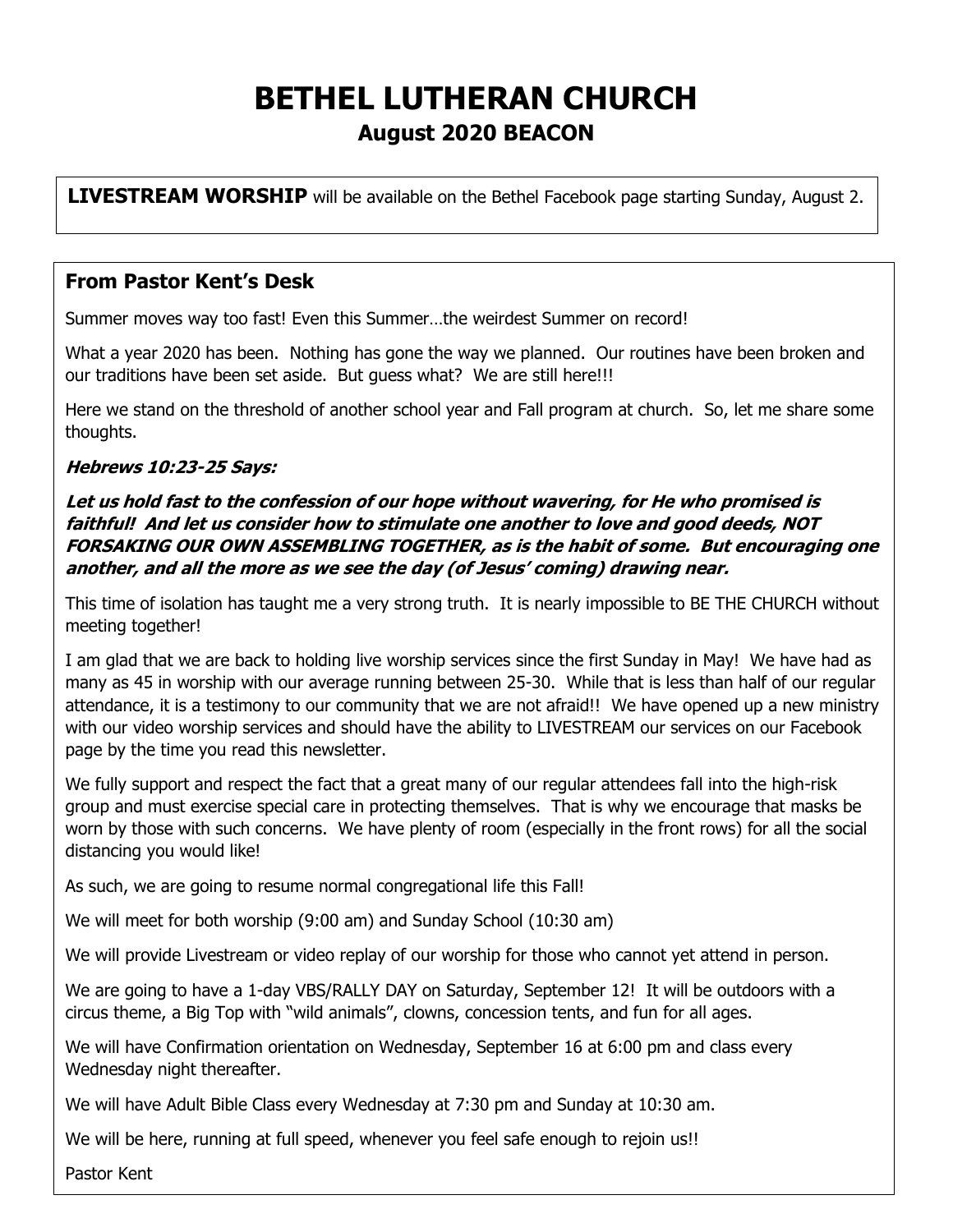# BETHEL LUTHERAN CHURCH

## August 2020 BEACON

**LIVESTREAM WORSHIP** will be available on the Bethel Facebook page starting Sunday, August 2.

### From Pastor Kent's Desk

Summer moves way too fast! Even this Summer…the weirdest Summer on record!

What a year 2020 has been. Nothing has gone the way we planned. Our routines have been broken and our traditions have been set aside. But guess what? We are still here!!!

Here we stand on the threshold of another school year and Fall program at church. So, let me share some thoughts.

***Hebrews 10:23-25 Says:***

***Let us hold fast to the confession of our hope without wavering, for He who promised is faithful! And let us consider how to stimulate one another to love and good deeds, NOT FORSAKING OUR OWN ASSEMBLING TOGETHER, as is the habit of some. But encouraging one another, and all the more as we see the day (of Jesus' coming) drawing near.***

This time of isolation has taught me a very strong truth. It is nearly impossible to BE THE CHURCH without meeting together!

I am glad that we are back to holding live worship services since the first Sunday in May! We have had as many as 45 in worship with our average running between 25-30. While that is less than half of our regular attendance, it is a testimony to our community that we are not afraid!! We have opened up a new ministry with our video worship services and should have the ability to LIVESTREAM our services on our Facebook page by the time you read this newsletter.

We fully support and respect the fact that a great many of our regular attendees fall into the high-risk group and must exercise special care in protecting themselves. That is why we encourage that masks be worn by those with such concerns. We have plenty of room (especially in the front rows) for all the social distancing you would like!

As such, we are going to resume normal congregational life this Fall!

We will meet for both worship (9:00 am) and Sunday School (10:30 am)

We will provide Livestream or video replay of our worship for those who cannot yet attend in person.

We are going to have a 1-day VBS/RALLY DAY on Saturday, September 12! It will be outdoors with a circus theme, a Big Top with "wild animals", clowns, concession tents, and fun for all ages.

We will have Confirmation orientation on Wednesday, September 16 at 6:00 pm and class every Wednesday night thereafter.

We will have Adult Bible Class every Wednesday at 7:30 pm and Sunday at 10:30 am.

We will be here, running at full speed, whenever you feel safe enough to rejoin us!!

Pastor Kent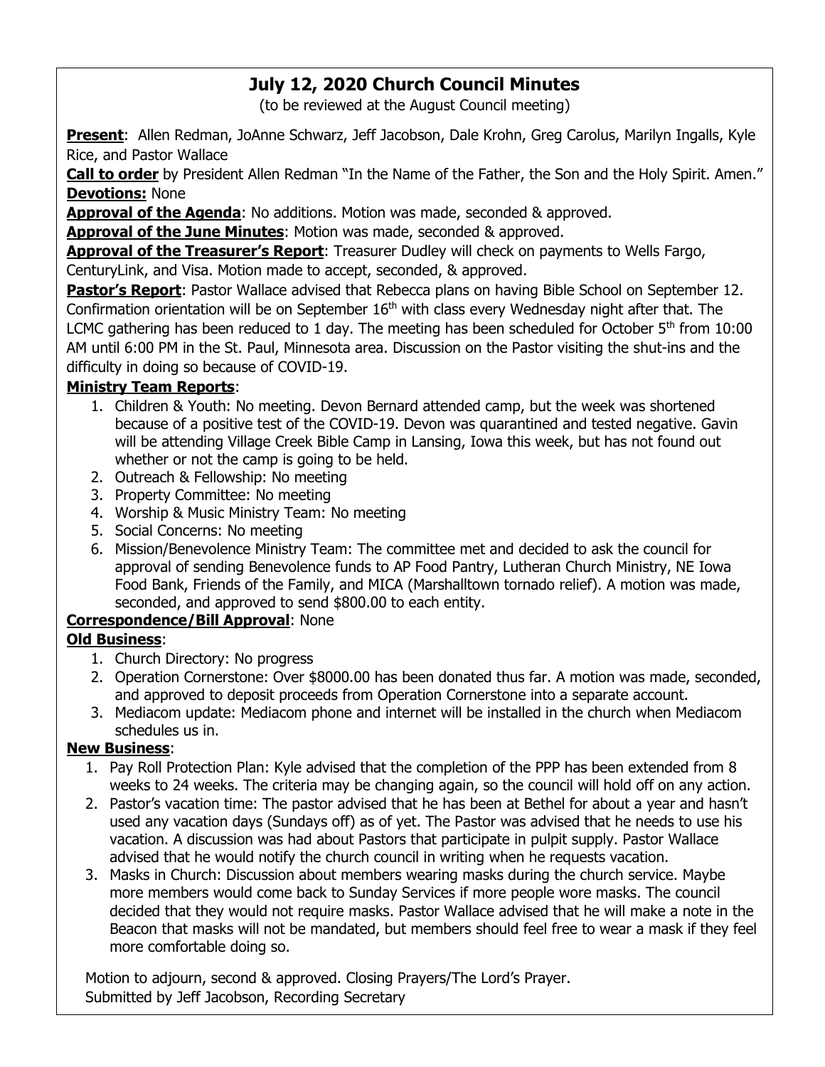# July 12, 2020 Church Council Minutes

(to be reviewed at the August Council meeting)

**Present**: Allen Redman, JoAnne Schwarz, Jeff Jacobson, Dale Krohn, Greg Carolus, Marilyn Ingalls, Kyle Rice, and Pastor Wallace

**Call to order** by President Allen Redman "In the Name of the Father, the Son and the Holy Spirit. Amen."

**Devotions:** None

**Approval of the Agenda**: No additions. Motion was made, seconded & approved.

**Approval of the June Minutes**: Motion was made, seconded & approved.

**Approval of the Treasurer's Report**: Treasurer Dudley will check on payments to Wells Fargo, CenturyLink, and Visa. Motion made to accept, seconded, & approved.

**Pastor's Report**: Pastor Wallace advised that Rebecca plans on having Bible School on September 12. Confirmation orientation will be on September 16th with class every Wednesday night after that. The LCMC gathering has been reduced to 1 day. The meeting has been scheduled for October 5th from 10:00 AM until 6:00 PM in the St. Paul, Minnesota area. Discussion on the Pastor visiting the shut-ins and the difficulty in doing so because of COVID-19.

**Ministry Team Reports**:

1. Children & Youth: No meeting. Devon Bernard attended camp, but the week was shortened because of a positive test of the COVID-19. Devon was quarantined and tested negative. Gavin will be attending Village Creek Bible Camp in Lansing, Iowa this week, but has not found out whether or not the camp is going to be held.
2. Outreach & Fellowship: No meeting
3. Property Committee: No meeting
4. Worship & Music Ministry Team: No meeting
5. Social Concerns: No meeting
6. Mission/Benevolence Ministry Team: The committee met and decided to ask the council for approval of sending Benevolence funds to AP Food Pantry, Lutheran Church Ministry, NE Iowa Food Bank, Friends of the Family, and MICA (Marshalltown tornado relief). A motion was made, seconded, and approved to send $800.00 to each entity.

**Correspondence/Bill Approval**: None

**Old Business**:

1. Church Directory: No progress
2. Operation Cornerstone: Over $8000.00 has been donated thus far. A motion was made, seconded, and approved to deposit proceeds from Operation Cornerstone into a separate account.
3. Mediacom update: Mediacom phone and internet will be installed in the church when Mediacom schedules us in.

**New Business**:

1. Pay Roll Protection Plan: Kyle advised that the completion of the PPP has been extended from 8 weeks to 24 weeks. The criteria may be changing again, so the council will hold off on any action.
2. Pastor's vacation time: The pastor advised that he has been at Bethel for about a year and hasn't used any vacation days (Sundays off) as of yet. The Pastor was advised that he needs to use his vacation. A discussion was had about Pastors that participate in pulpit supply. Pastor Wallace advised that he would notify the church council in writing when he requests vacation.
3. Masks in Church: Discussion about members wearing masks during the church service. Maybe more members would come back to Sunday Services if more people wore masks. The council decided that they would not require masks. Pastor Wallace advised that he will make a note in the Beacon that masks will not be mandated, but members should feel free to wear a mask if they feel more comfortable doing so.

Motion to adjourn, second & approved. Closing Prayers/The Lord's Prayer.
Submitted by Jeff Jacobson, Recording Secretary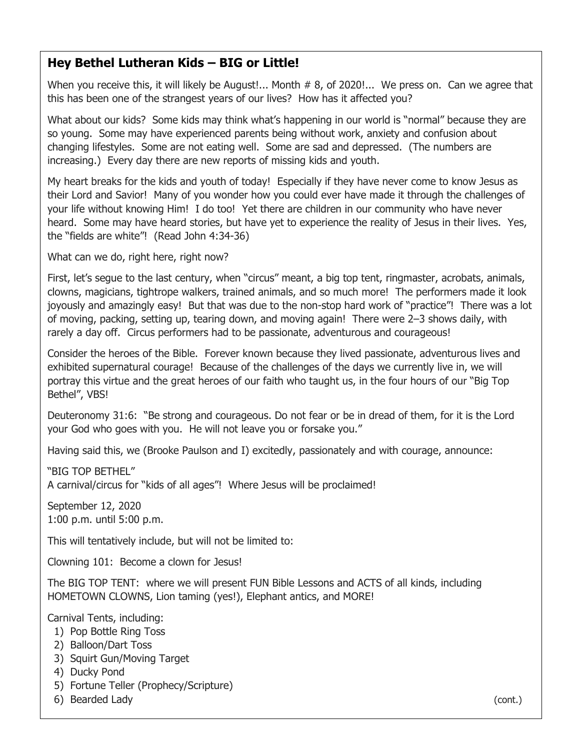## Hey Bethel Lutheran Kids – BIG or Little!

When you receive this, it will likely be August!... Month # 8, of 2020!... We press on. Can we agree that this has been one of the strangest years of our lives? How has it affected you?

What about our kids? Some kids may think what's happening in our world is "normal" because they are so young. Some may have experienced parents being without work, anxiety and confusion about changing lifestyles. Some are not eating well. Some are sad and depressed. (The numbers are increasing.) Every day there are new reports of missing kids and youth.

My heart breaks for the kids and youth of today! Especially if they have never come to know Jesus as their Lord and Savior! Many of you wonder how you could ever have made it through the challenges of your life without knowing Him! I do too! Yet there are children in our community who have never heard. Some may have heard stories, but have yet to experience the reality of Jesus in their lives. Yes, the "fields are white"! (Read John 4:34-36)

What can we do, right here, right now?

First, let's segue to the last century, when "circus" meant, a big top tent, ringmaster, acrobats, animals, clowns, magicians, tightrope walkers, trained animals, and so much more! The performers made it look joyously and amazingly easy! But that was due to the non-stop hard work of "practice"! There was a lot of moving, packing, setting up, tearing down, and moving again! There were 2–3 shows daily, with rarely a day off. Circus performers had to be passionate, adventurous and courageous!

Consider the heroes of the Bible. Forever known because they lived passionate, adventurous lives and exhibited supernatural courage! Because of the challenges of the days we currently live in, we will portray this virtue and the great heroes of our faith who taught us, in the four hours of our "Big Top Bethel", VBS!

Deuteronomy 31:6: "Be strong and courageous. Do not fear or be in dread of them, for it is the Lord your God who goes with you. He will not leave you or forsake you."

Having said this, we (Brooke Paulson and I) excitedly, passionately and with courage, announce:

"BIG TOP BETHEL"
A carnival/circus for "kids of all ages"! Where Jesus will be proclaimed!

September 12, 2020
1:00 p.m. until 5:00 p.m.

This will tentatively include, but will not be limited to:

Clowning 101: Become a clown for Jesus!

The BIG TOP TENT: where we will present FUN Bible Lessons and ACTS of all kinds, including HOMETOWN CLOWNS, Lion taming (yes!), Elephant antics, and MORE!

Carnival Tents, including:

1) Pop Bottle Ring Toss
2) Balloon/Dart Toss
3) Squirt Gun/Moving Target
4) Ducky Pond
5) Fortune Teller (Prophecy/Scripture)
6) Bearded Lady

(cont.)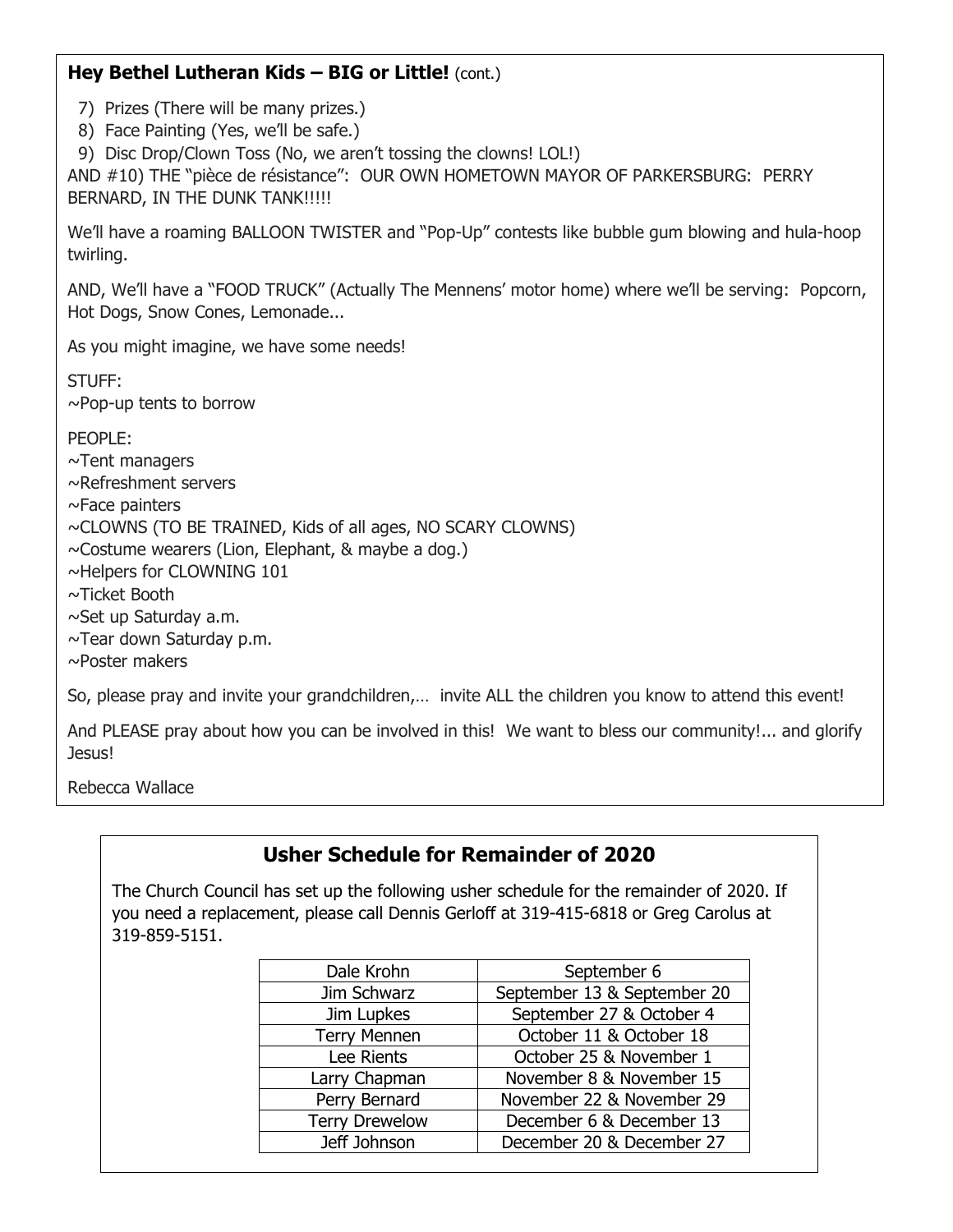**Hey Bethel Lutheran Kids – BIG or Little!** (cont.)

7) Prizes (There will be many prizes.)
8) Face Painting (Yes, we'll be safe.)
9) Disc Drop/Clown Toss (No, we aren't tossing the clowns! LOL!)

AND #10) THE "pièce de résistance": OUR OWN HOMETOWN MAYOR OF PARKERSBURG: PERRY BERNARD, IN THE DUNK TANK!!!!!

We'll have a roaming BALLOON TWISTER and "Pop-Up" contests like bubble gum blowing and hula-hoop twirling.

AND, We'll have a "FOOD TRUCK" (Actually The Mennens' motor home) where we'll be serving: Popcorn, Hot Dogs, Snow Cones, Lemonade...

As you might imagine, we have some needs!

STUFF:
~Pop-up tents to borrow

PEOPLE:
~Tent managers
~Refreshment servers
~Face painters
~CLOWNS (TO BE TRAINED, Kids of all ages, NO SCARY CLOWNS)
~Costume wearers (Lion, Elephant, & maybe a dog.)
~Helpers for CLOWNING 101
~Ticket Booth
~Set up Saturday a.m.
~Tear down Saturday p.m.
~Poster makers

So, please pray and invite your grandchildren,… invite ALL the children you know to attend this event!

And PLEASE pray about how you can be involved in this! We want to bless our community!... and glorify Jesus!

Rebecca Wallace

## Usher Schedule for Remainder of 2020

The Church Council has set up the following usher schedule for the remainder of 2020. If you need a replacement, please call Dennis Gerloff at 319-415-6818 or Greg Carolus at 319-859-5151.

| | |
|---|---|
| Dale Krohn | September 6 |
| Jim Schwarz | September 13 & September 20 |
| Jim Lupkes | September 27 & October 4 |
| Terry Mennen | October 11 & October 18 |
| Lee Rients | October 25 & November 1 |
| Larry Chapman | November 8 & November 15 |
| Perry Bernard | November 22 & November 29 |
| Terry Drewelow | December 6 & December 13 |
| Jeff Johnson | December 20 & December 27 |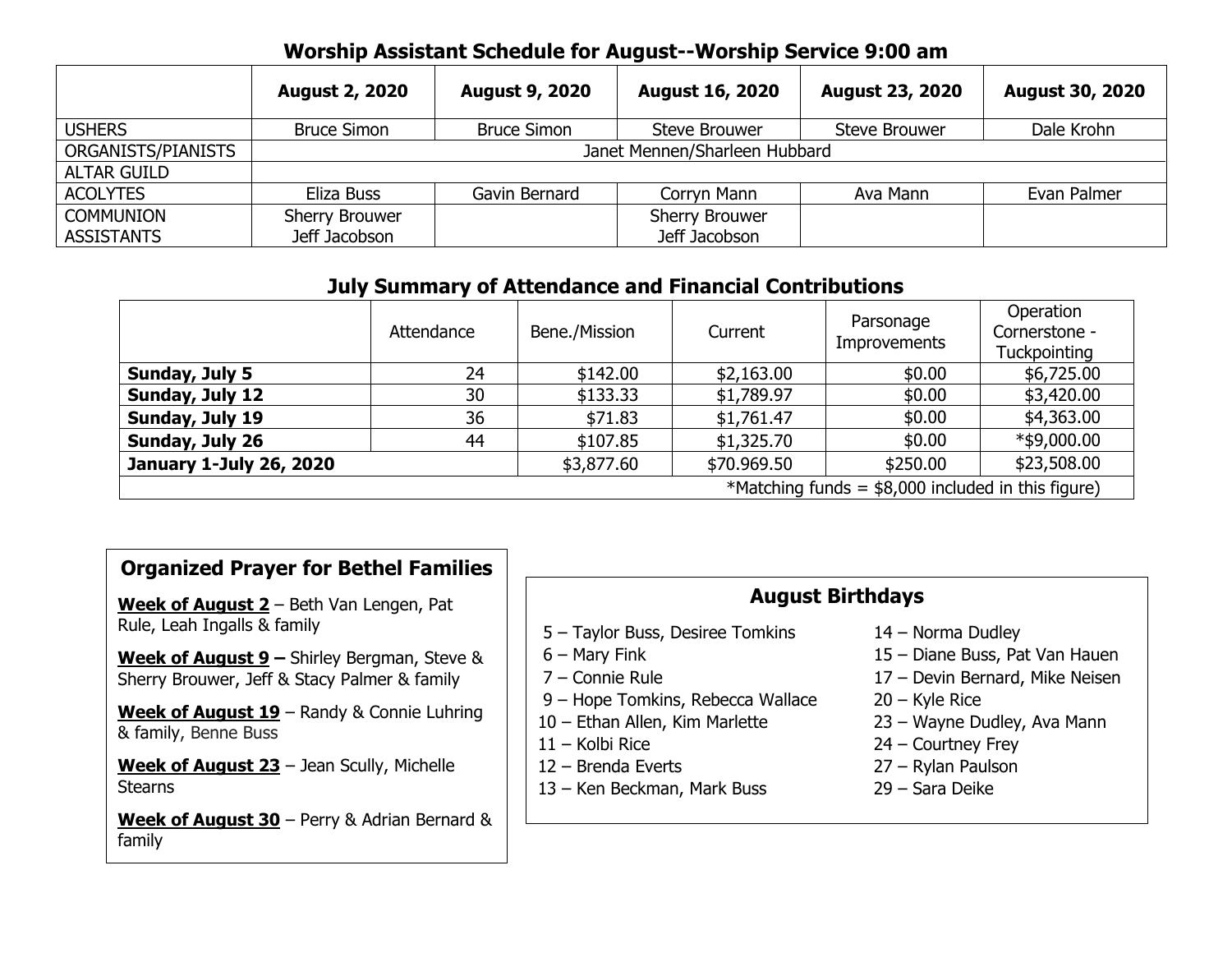## Worship Assistant Schedule for August--Worship Service 9:00 am

| | August 2, 2020 | August 9, 2020 | August 16, 2020 | August 23, 2020 | August 30, 2020 |
|---|---|---|---|---|---|
| USHERS | Bruce Simon | Bruce Simon | Steve Brouwer | Steve Brouwer | Dale Krohn |
| ORGANISTS/PIANISTS | Janet Mennen/Sharleen Hubbard | | | | |
| ALTAR GUILD | | | | | |
| ACOLYTES | Eliza Buss | Gavin Bernard | Corryn Mann | Ava Mann | Evan Palmer |
| COMMUNION ASSISTANTS | Sherry Brouwer<br>Jeff Jacobson | | Sherry Brouwer<br>Jeff Jacobson | | |

## July Summary of Attendance and Financial Contributions

| | Attendance | Bene./Mission | Current | Parsonage Improvements | Operation Cornerstone - Tuckpointing |
|---|---|---|---|---|---|
| **Sunday, July 5** | 24 | $142.00 | $2,163.00 | $0.00 | $6,725.00 |
| **Sunday, July 12** | 30 | $133.33 | $1,789.97 | $0.00 | $3,420.00 |
| **Sunday, July 19** | 36 | $71.83 | $1,761.47 | $0.00 | $4,363.00 |
| **Sunday, July 26** | 44 | $107.85 | $1,325.70 | $0.00 | *$9,000.00 |
| **January 1-July 26, 2020** | | $3,877.60 | $70.969.50 | $250.00 | $23,508.00 |
| *Matching funds = $8,000 included in this figure) | | | | | |

### Organized Prayer for Bethel Families

**Week of August 2** – Beth Van Lengen, Pat Rule, Leah Ingalls & family

**Week of August 9 –** Shirley Bergman, Steve & Sherry Brouwer, Jeff & Stacy Palmer & family

**Week of August 19** – Randy & Connie Luhring & family, Benne Buss

**Week of August 23** – Jean Scully, Michelle Stearns

**Week of August 30** – Perry & Adrian Bernard & family

### August Birthdays

5 – Taylor Buss, Desiree Tomkins
6 – Mary Fink
7 – Connie Rule
9 – Hope Tomkins, Rebecca Wallace
10 – Ethan Allen, Kim Marlette
11 – Kolbi Rice
12 – Brenda Everts
13 – Ken Beckman, Mark Buss
14 – Norma Dudley
15 – Diane Buss, Pat Van Hauen
17 – Devin Bernard, Mike Neisen
20 – Kyle Rice
23 – Wayne Dudley, Ava Mann
24 – Courtney Frey
27 – Rylan Paulson
29 – Sara Deike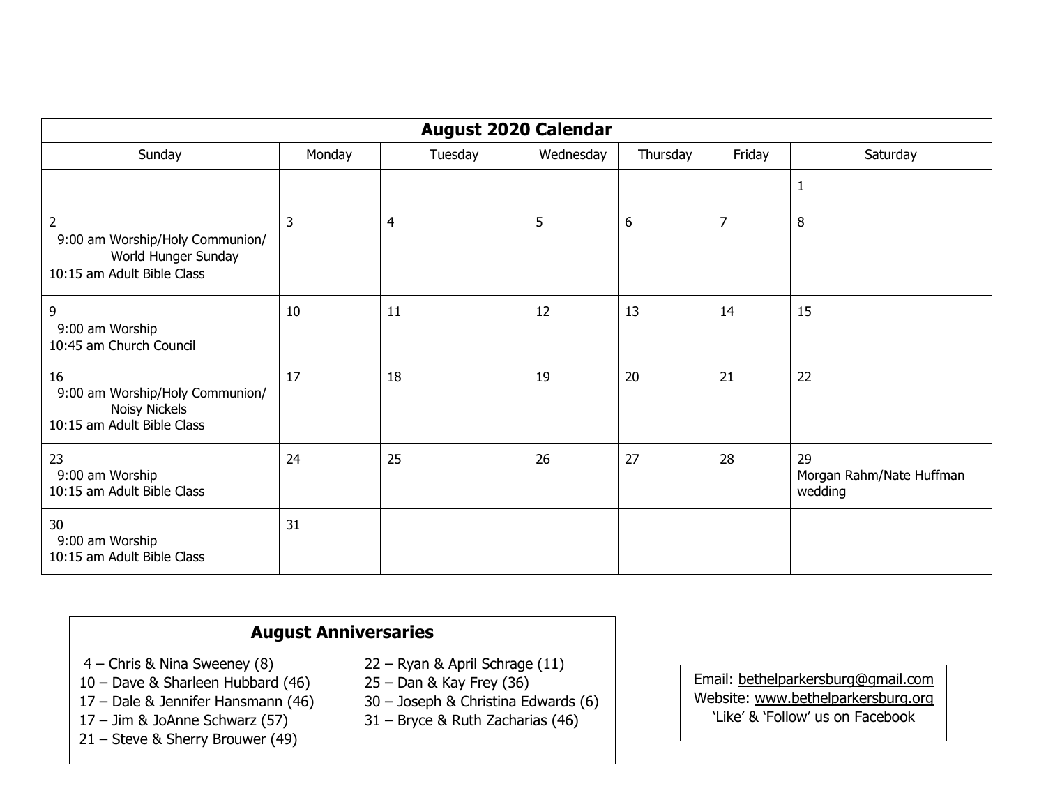## August 2020 Calendar

| Sunday | Monday | Tuesday | Wednesday | Thursday | Friday | Saturday |
|---|---|---|---|---|---|---|
| | | | | | | 1 |
| 2<br>9:00 am Worship/Holy Communion/ World Hunger Sunday<br>10:15 am Adult Bible Class | 3 | 4 | 5 | 6 | 7 | 8 |
| 9<br>9:00 am Worship<br>10:45 am Church Council | 10 | 11 | 12 | 13 | 14 | 15 |
| 16<br>9:00 am Worship/Holy Communion/ Noisy Nickels<br>10:15 am Adult Bible Class | 17 | 18 | 19 | 20 | 21 | 22 |
| 23<br>9:00 am Worship<br>10:15 am Adult Bible Class | 24 | 25 | 26 | 27 | 28 | 29<br>Morgan Rahm/Nate Huffman wedding |
| 30<br>9:00 am Worship<br>10:15 am Adult Bible Class | 31 | | | | | |

### August Anniversaries

4 – Chris & Nina Sweeney (8)
10 – Dave & Sharleen Hubbard (46)
17 – Dale & Jennifer Hansmann (46)
17 – Jim & JoAnne Schwarz (57)
21 – Steve & Sherry Brouwer (49)
22 – Ryan & April Schrage (11)
25 – Dan & Kay Frey (36)
30 – Joseph & Christina Edwards (6)
31 – Bryce & Ruth Zacharias (46)

Email: bethelparkersburg@gmail.com
Website: www.bethelparkersburg.org
'Like' & 'Follow' us on Facebook